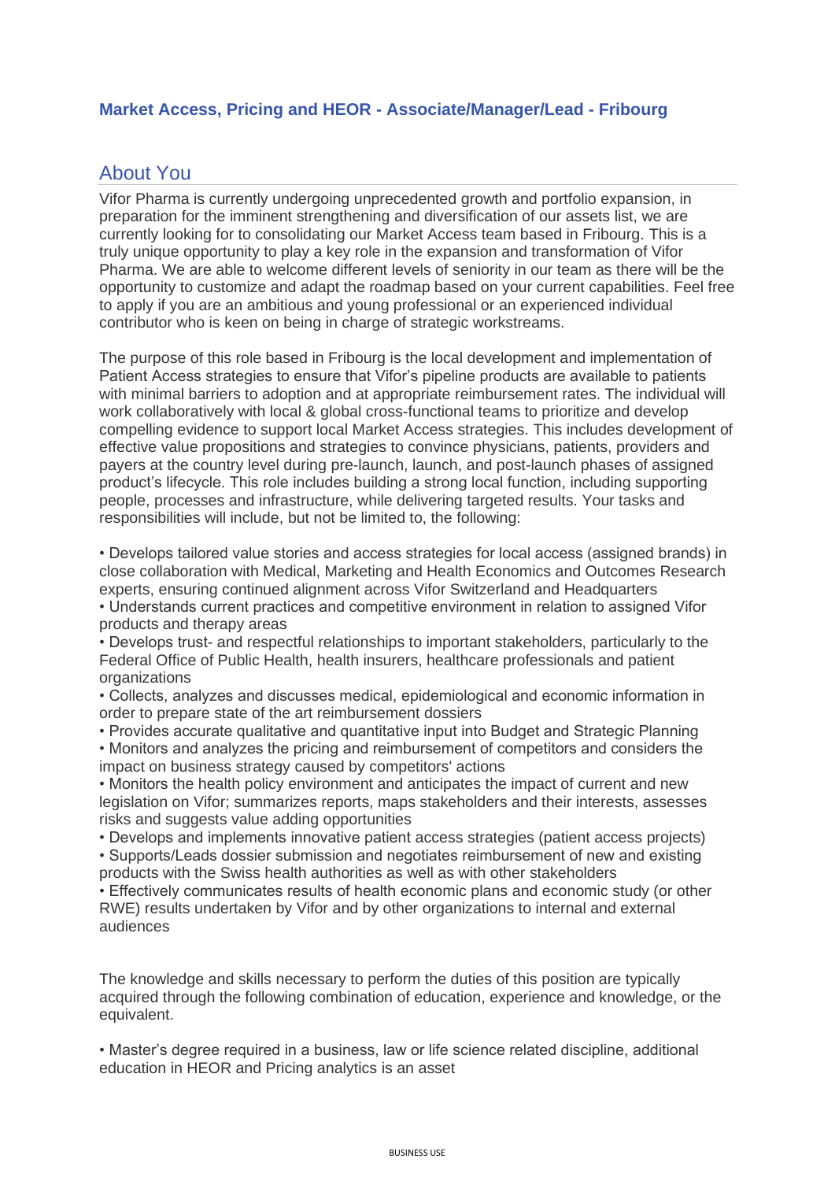# Market Access, Pricing and HEOR - Associate/Manager/Lead - Fribourg

## About You

Vifor Pharma is currently undergoing unprecedented growth and portfolio expansion, in preparation for the imminent strengthening and diversification of our assets list, we are currently looking for to consolidating our Market Access team based in Fribourg. This is a truly unique opportunity to play a key role in the expansion and transformation of Vifor Pharma. We are able to welcome different levels of seniority in our team as there will be the opportunity to customize and adapt the roadmap based on your current capabilities. Feel free to apply if you are an ambitious and young professional or an experienced individual contributor who is keen on being in charge of strategic workstreams.

The purpose of this role based in Fribourg is the local development and implementation of Patient Access strategies to ensure that Vifor's pipeline products are available to patients with minimal barriers to adoption and at appropriate reimbursement rates. The individual will work collaboratively with local & global cross-functional teams to prioritize and develop compelling evidence to support local Market Access strategies. This includes development of effective value propositions and strategies to convince physicians, patients, providers and payers at the country level during pre-launch, launch, and post-launch phases of assigned product's lifecycle. This role includes building a strong local function, including supporting people, processes and infrastructure, while delivering targeted results. Your tasks and responsibilities will include, but not be limited to, the following:

- Develops tailored value stories and access strategies for local access (assigned brands) in close collaboration with Medical, Marketing and Health Economics and Outcomes Research experts, ensuring continued alignment across Vifor Switzerland and Headquarters
- Understands current practices and competitive environment in relation to assigned Vifor products and therapy areas
- Develops trust- and respectful relationships to important stakeholders, particularly to the Federal Office of Public Health, health insurers, healthcare professionals and patient organizations
- Collects, analyzes and discusses medical, epidemiological and economic information in order to prepare state of the art reimbursement dossiers
- Provides accurate qualitative and quantitative input into Budget and Strategic Planning
- Monitors and analyzes the pricing and reimbursement of competitors and considers the impact on business strategy caused by competitors' actions
- Monitors the health policy environment and anticipates the impact of current and new legislation on Vifor; summarizes reports, maps stakeholders and their interests, assesses risks and suggests value adding opportunities
- Develops and implements innovative patient access strategies (patient access projects)
- Supports/Leads dossier submission and negotiates reimbursement of new and existing products with the Swiss health authorities as well as with other stakeholders
- Effectively communicates results of health economic plans and economic study (or other RWE) results undertaken by Vifor and by other organizations to internal and external audiences

The knowledge and skills necessary to perform the duties of this position are typically acquired through the following combination of education, experience and knowledge, or the equivalent.

- Master's degree required in a business, law or life science related discipline, additional education in HEOR and Pricing analytics is an asset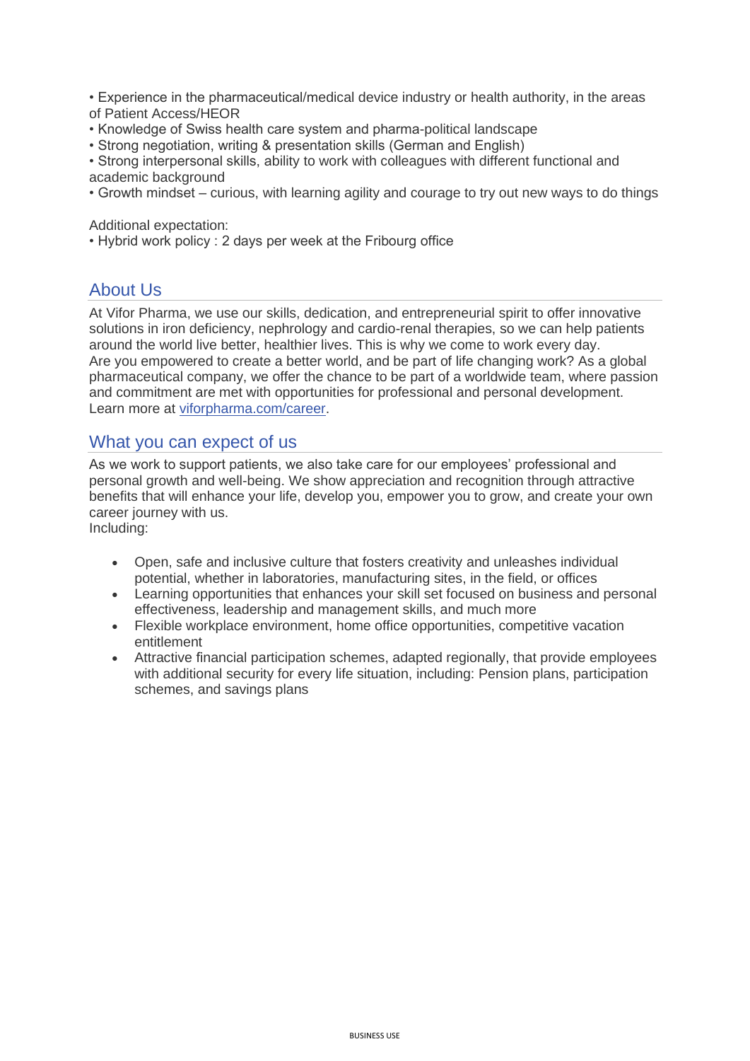• Experience in the pharmaceutical/medical device industry or health authority, in the areas of Patient Access/HEOR
• Knowledge of Swiss health care system and pharma-political landscape
• Strong negotiation, writing & presentation skills (German and English)
• Strong interpersonal skills, ability to work with colleagues with different functional and academic background
• Growth mindset – curious, with learning agility and courage to try out new ways to do things

Additional expectation:
• Hybrid work policy : 2 days per week at the Fribourg office

## About Us

At Vifor Pharma, we use our skills, dedication, and entrepreneurial spirit to offer innovative solutions in iron deficiency, nephrology and cardio-renal therapies, so we can help patients around the world live better, healthier lives. This is why we come to work every day.
Are you empowered to create a better world, and be part of life changing work? As a global pharmaceutical company, we offer the chance to be part of a worldwide team, where passion and commitment are met with opportunities for professional and personal development.
Learn more at viforpharma.com/career.

## What you can expect of us

As we work to support patients, we also take care for our employees' professional and personal growth and well-being. We show appreciation and recognition through attractive benefits that will enhance your life, develop you, empower you to grow, and create your own career journey with us.
Including:

- Open, safe and inclusive culture that fosters creativity and unleashes individual potential, whether in laboratories, manufacturing sites, in the field, or offices
- Learning opportunities that enhances your skill set focused on business and personal effectiveness, leadership and management skills, and much more
- Flexible workplace environment, home office opportunities, competitive vacation entitlement
- Attractive financial participation schemes, adapted regionally, that provide employees with additional security for every life situation, including: Pension plans, participation schemes, and savings plans